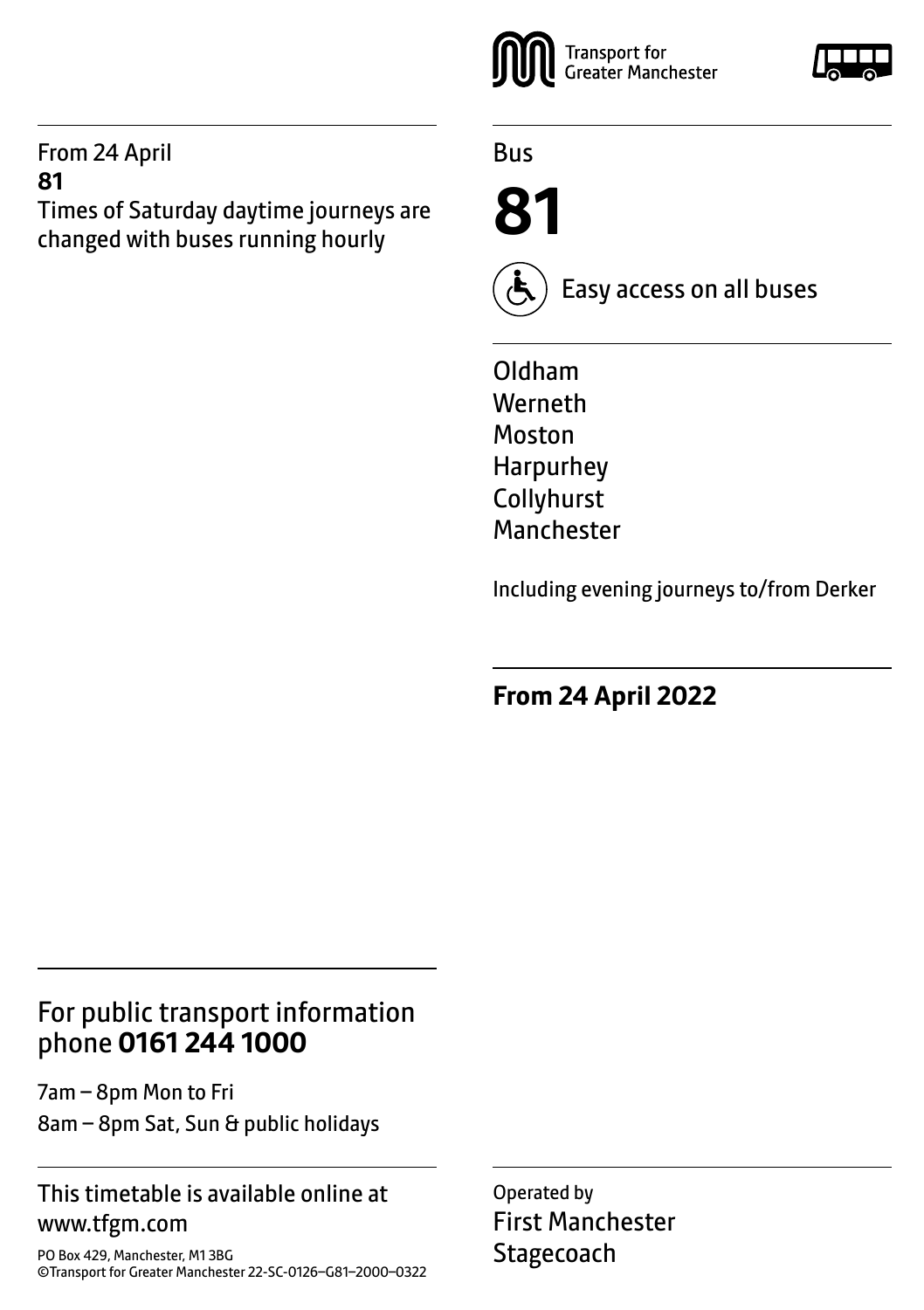From 24 April
**81**
Times of Saturday daytime journeys are changed with buses running hourly

Transport for Greater Manchester

Bus

# 81

Easy access on all buses

Oldham
Werneth
Moston
Harpurhey
Collyhurst
Manchester

Including evening journeys to/from Derker

**From 24 April 2022**

## For public transport information phone **0161 244 1000**

7am – 8pm Mon to Fri
8am – 8pm Sat, Sun & public holidays

This timetable is available online at www.tfgm.com

PO Box 429, Manchester, M1 3BG
©Transport for Greater Manchester 22-SC-0126–G81–2000–0322

Operated by
First Manchester
Stagecoach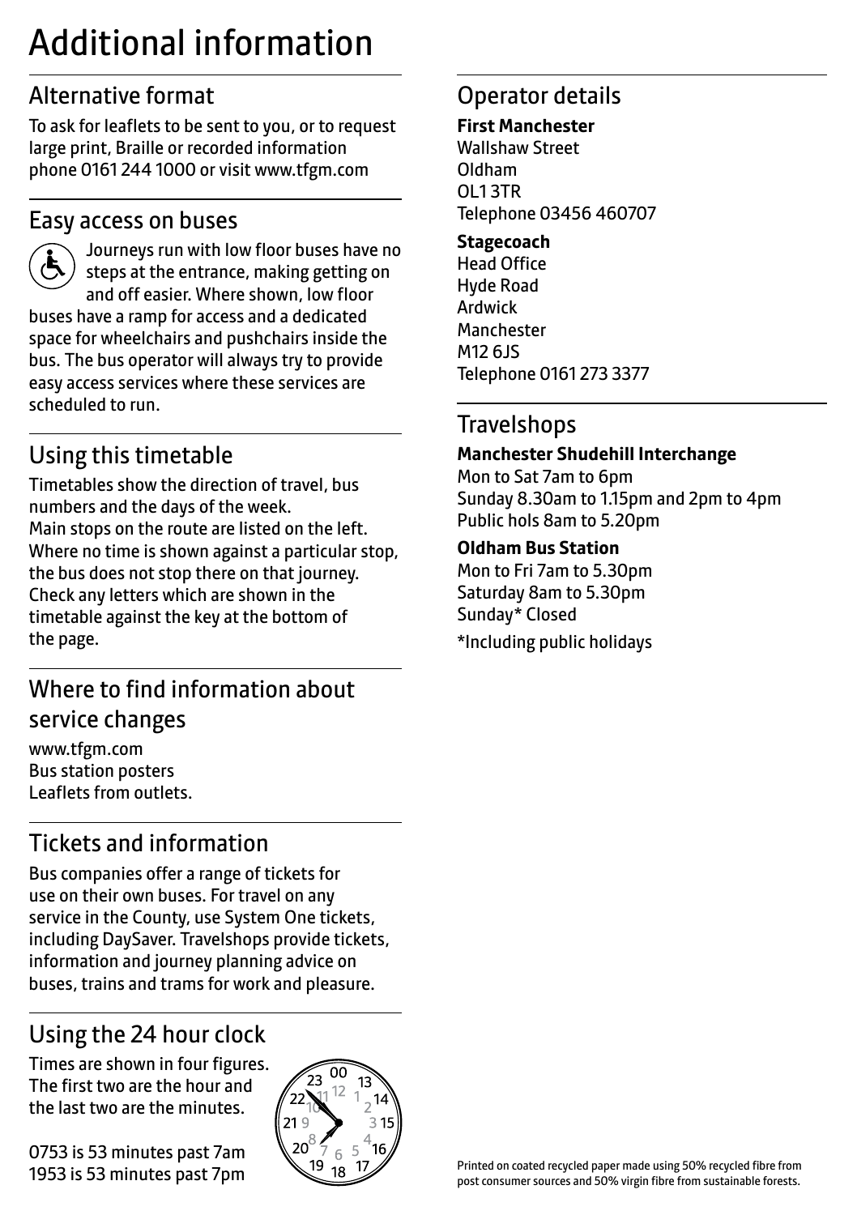# Additional information

## Alternative format

To ask for leaflets to be sent to you, or to request large print, Braille or recorded information phone 0161 244 1000 or visit www.tfgm.com

## Easy access on buses

Journeys run with low floor buses have no steps at the entrance, making getting on and off easier. Where shown, low floor buses have a ramp for access and a dedicated space for wheelchairs and pushchairs inside the bus. The bus operator will always try to provide easy access services where these services are scheduled to run.

## Using this timetable

Timetables show the direction of travel, bus numbers and the days of the week.
Main stops on the route are listed on the left. Where no time is shown against a particular stop, the bus does not stop there on that journey. Check any letters which are shown in the timetable against the key at the bottom of the page.

## Where to find information about service changes

www.tfgm.com
Bus station posters
Leaflets from outlets.

## Tickets and information

Bus companies offer a range of tickets for use on their own buses. For travel on any service in the County, use System One tickets, including DaySaver. Travelshops provide tickets, information and journey planning advice on buses, trains and trams for work and pleasure.

## Using the 24 hour clock

Times are shown in four figures. The first two are the hour and the last two are the minutes.

0753 is 53 minutes past 7am
1953 is 53 minutes past 7pm

## Operator details

**First Manchester**
Wallshaw Street
Oldham
OL1 3TR
Telephone 03456 460707

**Stagecoach**
Head Office
Hyde Road
Ardwick
Manchester
M12 6JS
Telephone 0161 273 3377

## Travelshops

**Manchester Shudehill Interchange**
Mon to Sat 7am to 6pm
Sunday 8.30am to 1.15pm and 2pm to 4pm
Public hols 8am to 5.20pm

**Oldham Bus Station**
Mon to Fri 7am to 5.30pm
Saturday 8am to 5.30pm
Sunday* Closed

*Including public holidays

Printed on coated recycled paper made using 50% recycled fibre from post consumer sources and 50% virgin fibre from sustainable forests.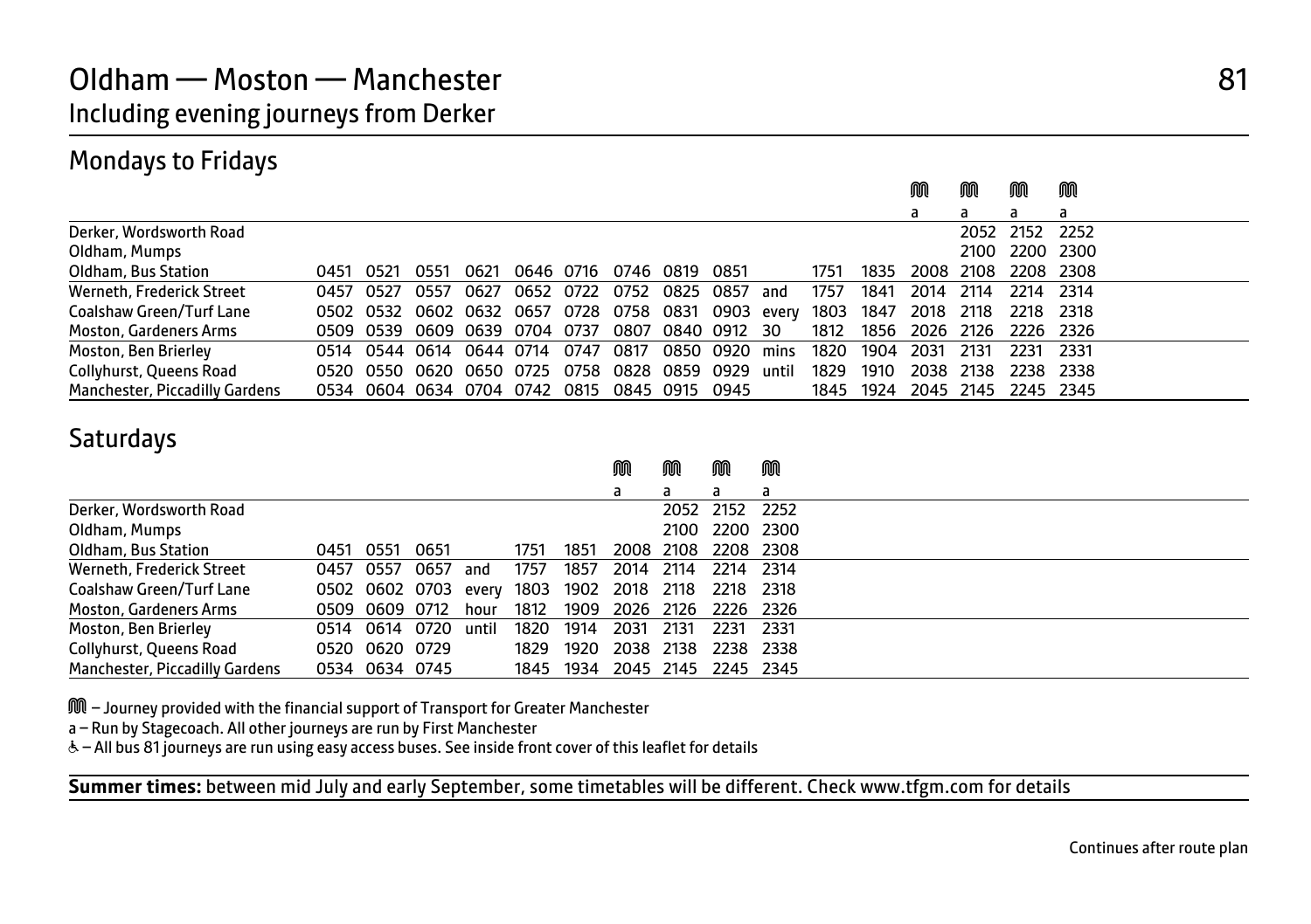# Oldham — Moston — Manchester

## Including evening journeys from Derker

81

## Mondays to Fridays

| | | | | | | | | | | | | | ᙏ | ᙏ | ᙏ | ᙏ |
|---|---|---|---|---|---|---|---|---|---|---|---|---|---|---|---|---|
| | | | | | | | | | | | | | a | a | a | a |
| Derker, Wordsworth Road | | | | | | | | | | | | | | 2052 | 2152 | 2252 |
| Oldham, Mumps | | | | | | | | | | | | | | 2100 | 2200 | 2300 |
| Oldham, Bus Station | 0451 | 0521 | 0551 | 0621 | 0646 | 0716 | 0746 | 0819 | 0851 | | 1751 | 1835 | 2008 | 2108 | 2208 | 2308 |
| Werneth, Frederick Street | 0457 | 0527 | 0557 | 0627 | 0652 | 0722 | 0752 | 0825 | 0857 | and | 1757 | 1841 | 2014 | 2114 | 2214 | 2314 |
| Coalshaw Green/Turf Lane | 0502 | 0532 | 0602 | 0632 | 0657 | 0728 | 0758 | 0831 | 0903 | every | 1803 | 1847 | 2018 | 2118 | 2218 | 2318 |
| Moston, Gardeners Arms | 0509 | 0539 | 0609 | 0639 | 0704 | 0737 | 0807 | 0840 | 0912 | 30 | 1812 | 1856 | 2026 | 2126 | 2226 | 2326 |
| Moston, Ben Brierley | 0514 | 0544 | 0614 | 0644 | 0714 | 0747 | 0817 | 0850 | 0920 | mins | 1820 | 1904 | 2031 | 2131 | 2231 | 2331 |
| Collyhurst, Queens Road | 0520 | 0550 | 0620 | 0650 | 0725 | 0758 | 0828 | 0859 | 0929 | until | 1829 | 1910 | 2038 | 2138 | 2238 | 2338 |
| Manchester, Piccadilly Gardens | 0534 | 0604 | 0634 | 0704 | 0742 | 0815 | 0845 | 0915 | 0945 | | 1845 | 1924 | 2045 | 2145 | 2245 | 2345 |

## Saturdays

| | | | | | | | ᙏ | ᙏ | ᙏ | ᙏ |
|---|---|---|---|---|---|---|---|---|---|---|
| | | | | | | | a | a | a | a |
| Derker, Wordsworth Road | | | | | | | | 2052 | 2152 | 2252 |
| Oldham, Mumps | | | | | | | | 2100 | 2200 | 2300 |
| Oldham, Bus Station | 0451 | 0551 | 0651 | | 1751 | 1851 | 2008 | 2108 | 2208 | 2308 |
| Werneth, Frederick Street | 0457 | 0557 | 0657 | and | 1757 | 1857 | 2014 | 2114 | 2214 | 2314 |
| Coalshaw Green/Turf Lane | 0502 | 0602 | 0703 | every | 1803 | 1902 | 2018 | 2118 | 2218 | 2318 |
| Moston, Gardeners Arms | 0509 | 0609 | 0712 | hour | 1812 | 1909 | 2026 | 2126 | 2226 | 2326 |
| Moston, Ben Brierley | 0514 | 0614 | 0720 | until | 1820 | 1914 | 2031 | 2131 | 2231 | 2331 |
| Collyhurst, Queens Road | 0520 | 0620 | 0729 | | 1829 | 1920 | 2038 | 2138 | 2238 | 2338 |
| Manchester, Piccadilly Gardens | 0534 | 0634 | 0745 | | 1845 | 1934 | 2045 | 2145 | 2245 | 2345 |

ᙏ – Journey provided with the financial support of Transport for Greater Manchester

a – Run by Stagecoach. All other journeys are run by First Manchester

♿ – All bus 81 journeys are run using easy access buses. See inside front cover of this leaflet for details

**Summer times:** between mid July and early September, some timetables will be different. Check www.tfgm.com for details

Continues after route plan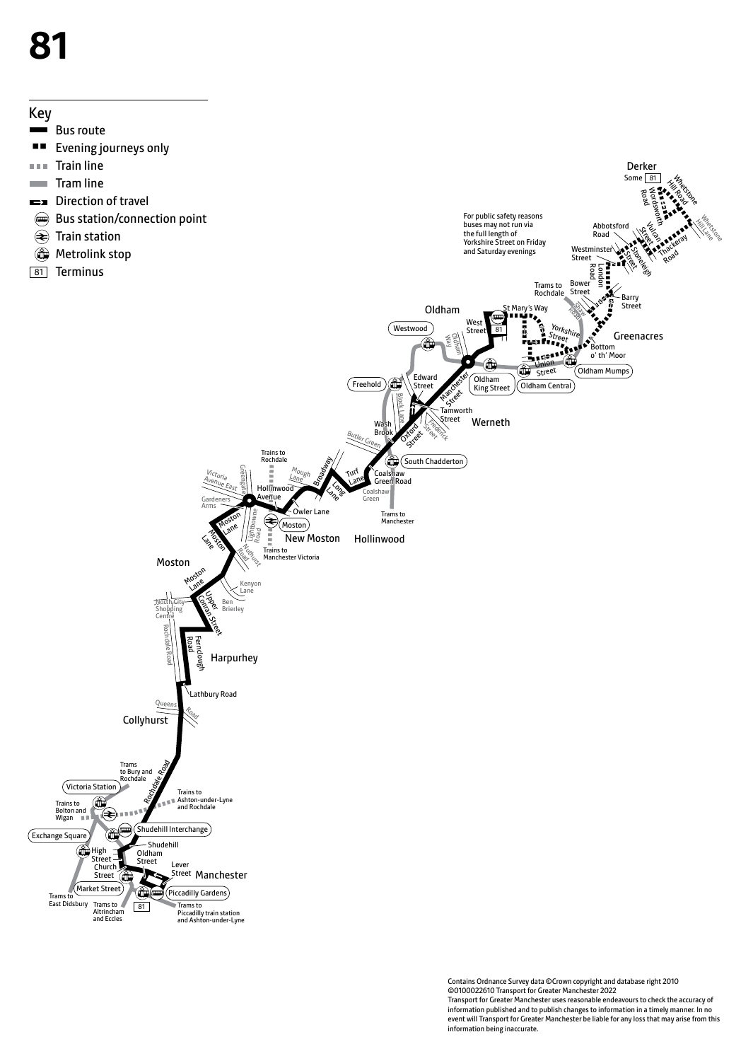# 81

## Key

- Bus route
- Evening journeys only
- Train line
- Tram line
- Direction of travel
- Bus station/connection point
- Train station
- Metrolink stop
- 81 Terminus

For public safety reasons buses may not run via the full length of Yorkshire Street on Friday and Saturday evenings

Derker
Some 81
Whetstone Hill Road
Wordsworth Road
Whetstone Hill Lane
Abbotsford Road
Vulcan Street
Thackeray Road
Westminster Street
Stoneleigh Street
London Road
Trams to Rochdale
Bower Street
Barry Street
Shaw Road
Oldham
St Mary's Way
Yorkshire Street
Greenacres
West Street
81
Westwood
Oldham Way
Bottom o' th' Moor
Union Street
Oldham Mumps
Edward Street
Oldham King Street
Oldham Central
Freehold
Manchester Street
Block Lane
Tamworth Street
Wash Brook
Werneth
Butler Green
Oxford Street
Frederick Street
South Chadderton
Trains to Rochdale
Mough Lane
Broadway
Turf Lane
Coalshaw Green Road
Coalshaw Green
Long Lane
Victoria Avenue East
Greengate
Hollinwood Avenue
Gardeners Arms
Owler Lane
Trams to Manchester
Moston Lane
Lightbowne Road
Moston
New Moston
Hollinwood
Nuthurst Road
Trains to Manchester Victoria
Moston
Moston Lane
Kenyon Lane
North City Shopping Centre
Upper Conran Street
Ben Brierley
Rochdale Road
Ferndough Road
Harpurhey
Lathbury Road
Queens Road
Collyhurst
Trams to Bury and Rochdale
Rochdale Road
Victoria Station
Trains to Ashton-under-Lyne and Rochdale
Trains to Bolton and Wigan
Shudehill Interchange
Exchange Square
Shudehill
High Street
Oldham Street
Church Street
Lever Street
Manchester
Market Street
Piccadilly Gardens
Trams to East Didsbury
Trams to Altrincham and Eccles
81
Trams to Piccadilly train station and Ashton-under-Lyne

Contains Ordnance Survey data ©Crown copyright and database right 2010
©0100022610 Transport for Greater Manchester 2022
Transport for Greater Manchester uses reasonable endeavours to check the accuracy of information published and to publish changes to information in a timely manner. In no event will Transport for Greater Manchester be liable for any loss that may arise from this information being inaccurate.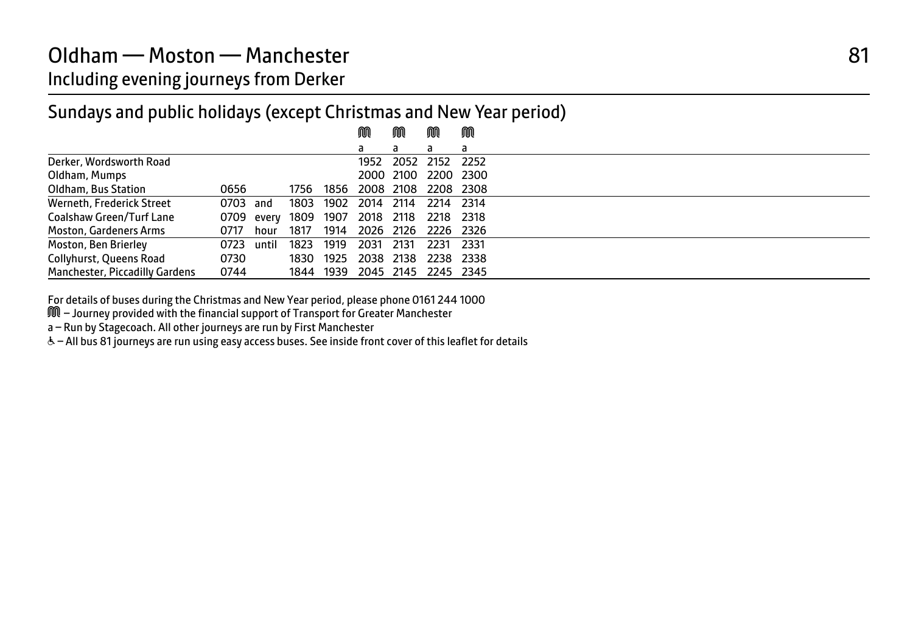# Oldham — Moston — Manchester

## Including evening journeys from Derker

### Sundays and public holidays (except Christmas and New Year period)

| | | | | | Ⓜ | Ⓜ | Ⓜ | Ⓜ |
|---|---|---|---|---|---|---|---|---|
| | | | | | a | a | a | a |
| Derker, Wordsworth Road | | | | | 1952 | 2052 | 2152 | 2252 |
| Oldham, Mumps | | | | | 2000 | 2100 | 2200 | 2300 |
| Oldham, Bus Station | 0656 | | 1756 | 1856 | 2008 | 2108 | 2208 | 2308 |
| Werneth, Frederick Street | 0703 | and | 1803 | 1902 | 2014 | 2114 | 2214 | 2314 |
| Coalshaw Green/Turf Lane | 0709 | every | 1809 | 1907 | 2018 | 2118 | 2218 | 2318 |
| Moston, Gardeners Arms | 0717 | hour | 1817 | 1914 | 2026 | 2126 | 2226 | 2326 |
| Moston, Ben Brierley | 0723 | until | 1823 | 1919 | 2031 | 2131 | 2231 | 2331 |
| Collyhurst, Queens Road | 0730 | | 1830 | 1925 | 2038 | 2138 | 2238 | 2338 |
| Manchester, Piccadilly Gardens | 0744 | | 1844 | 1939 | 2045 | 2145 | 2245 | 2345 |

For details of buses during the Christmas and New Year period, please phone 0161 244 1000

Ⓜ – Journey provided with the financial support of Transport for Greater Manchester

a – Run by Stagecoach. All other journeys are run by First Manchester

♿ – All bus 81 journeys are run using easy access buses. See inside front cover of this leaflet for details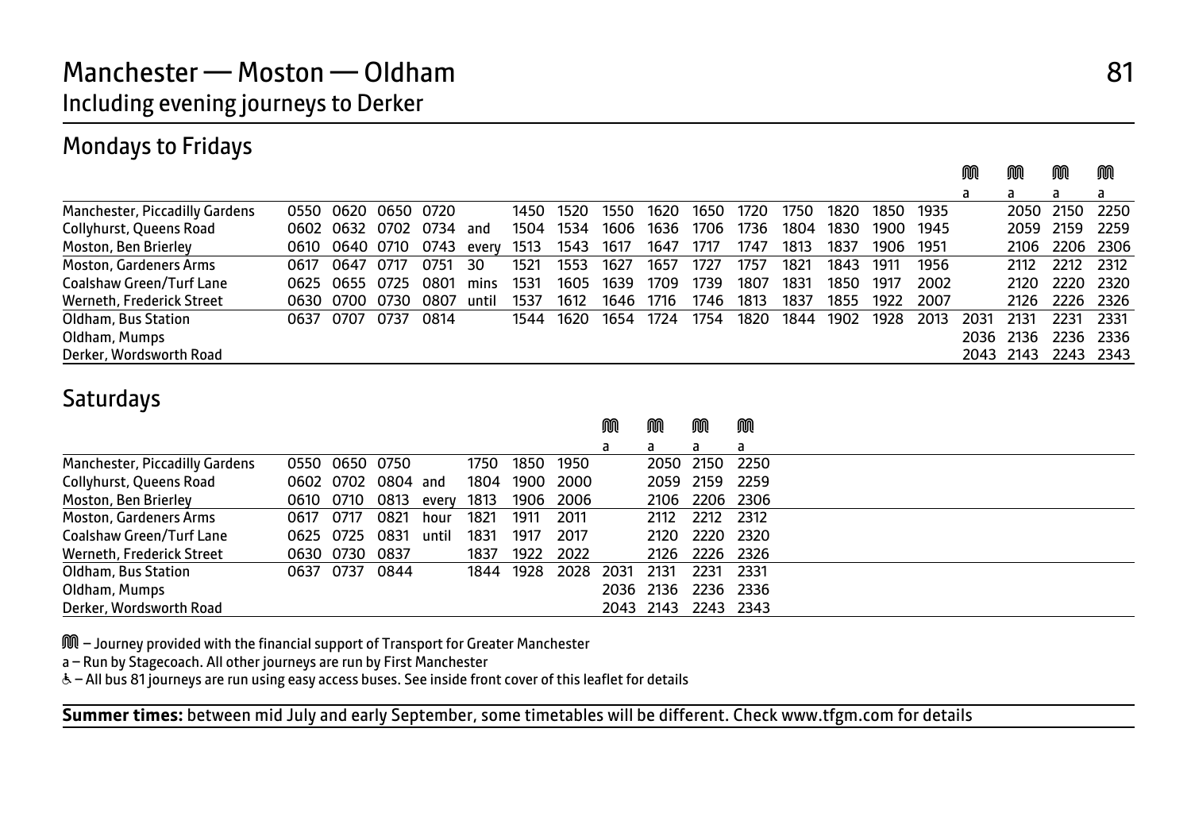# Manchester — Moston — Oldham

81

## Including evening journeys to Derker

### Mondays to Fridays

| | | | | | | | | | | | | | | | | | Ⓜ | Ⓜ | Ⓜ | Ⓜ |
|---|---|---|---|---|---|---|---|---|---|---|---|---|---|---|---|---|---|---|---|---|
| | | | | | | | | | | | | | | | | | a | a | a | a |
| Manchester, Piccadilly Gardens | 0550 | 0620 | 0650 | 0720 | | 1450 | 1520 | 1550 | 1620 | 1650 | 1720 | 1750 | 1820 | 1850 | 1935 | | | 2050 | 2150 | 2250 |
| Collyhurst, Queens Road | 0602 | 0632 | 0702 | 0734 | and | 1504 | 1534 | 1606 | 1636 | 1706 | 1736 | 1804 | 1830 | 1900 | 1945 | | | 2059 | 2159 | 2259 |
| Moston, Ben Brierley | 0610 | 0640 | 0710 | 0743 | every | 1513 | 1543 | 1617 | 1647 | 1717 | 1747 | 1813 | 1837 | 1906 | 1951 | | | 2106 | 2206 | 2306 |
| Moston, Gardeners Arms | 0617 | 0647 | 0717 | 0751 | 30 | 1521 | 1553 | 1627 | 1657 | 1727 | 1757 | 1821 | 1843 | 1911 | 1956 | | | 2112 | 2212 | 2312 |
| Coalshaw Green/Turf Lane | 0625 | 0655 | 0725 | 0801 | mins | 1531 | 1605 | 1639 | 1709 | 1739 | 1807 | 1831 | 1850 | 1917 | 2002 | | | 2120 | 2220 | 2320 |
| Werneth, Frederick Street | 0630 | 0700 | 0730 | 0807 | until | 1537 | 1612 | 1646 | 1716 | 1746 | 1813 | 1837 | 1855 | 1922 | 2007 | | | 2126 | 2226 | 2326 |
| Oldham, Bus Station | 0637 | 0707 | 0737 | 0814 | | 1544 | 1620 | 1654 | 1724 | 1754 | 1820 | 1844 | 1902 | 1928 | 2013 | | 2031 | 2131 | 2231 | 2331 |
| Oldham, Mumps | | | | | | | | | | | | | | | | | 2036 | 2136 | 2236 | 2336 |
| Derker, Wordsworth Road | | | | | | | | | | | | | | | | | 2043 | 2143 | 2243 | 2343 |

### Saturdays

| | | | | | | | | Ⓜ | Ⓜ | Ⓜ | Ⓜ |
|---|---|---|---|---|---|---|---|---|---|---|---|
| | | | | | | | | a | a | a | a |
| Manchester, Piccadilly Gardens | 0550 | 0650 | 0750 | | 1750 | 1850 | 1950 | | 2050 | 2150 | 2250 |
| Collyhurst, Queens Road | 0602 | 0702 | 0804 | and | 1804 | 1900 | 2000 | | 2059 | 2159 | 2259 |
| Moston, Ben Brierley | 0610 | 0710 | 0813 | every | 1813 | 1906 | 2006 | | 2106 | 2206 | 2306 |
| Moston, Gardeners Arms | 0617 | 0717 | 0821 | hour | 1821 | 1911 | 2011 | | 2112 | 2212 | 2312 |
| Coalshaw Green/Turf Lane | 0625 | 0725 | 0831 | until | 1831 | 1917 | 2017 | | 2120 | 2220 | 2320 |
| Werneth, Frederick Street | 0630 | 0730 | 0837 | | 1837 | 1922 | 2022 | | 2126 | 2226 | 2326 |
| Oldham, Bus Station | 0637 | 0737 | 0844 | | 1844 | 1928 | 2028 | 2031 | 2131 | 2231 | 2331 |
| Oldham, Mumps | | | | | | | | 2036 | 2136 | 2236 | 2336 |
| Derker, Wordsworth Road | | | | | | | | 2043 | 2143 | 2243 | 2343 |

Ⓜ – Journey provided with the financial support of Transport for Greater Manchester

a – Run by Stagecoach. All other journeys are run by First Manchester

♿ – All bus 81 journeys are run using easy access buses. See inside front cover of this leaflet for details

**Summer times:** between mid July and early September, some timetables will be different. Check www.tfgm.com for details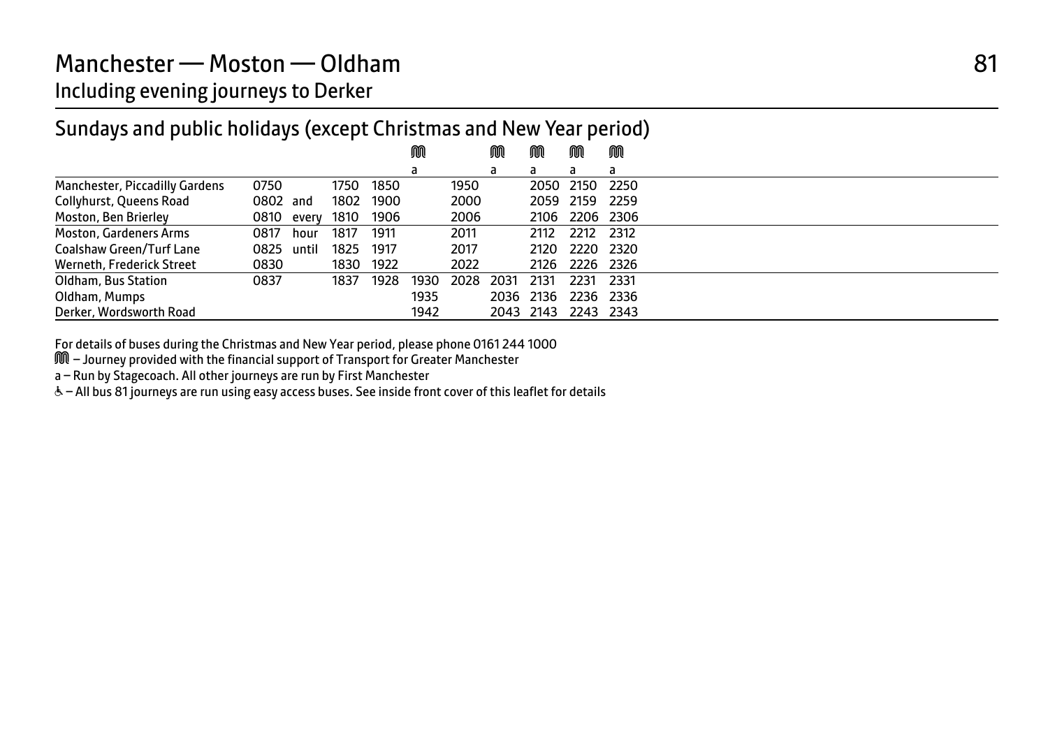# Manchester — Moston — Oldham

## Including evening journeys to Derker

81

### Sundays and public holidays (except Christmas and New Year period)

| | | | | | M | | M | M | M | M |
|---|---|---|---|---|---|---|---|---|---|---|
| | | | | | a | | a | a | a | a |
| Manchester, Piccadilly Gardens | 0750 | | 1750 | 1850 | | 1950 | | 2050 | 2150 | 2250 |
| Collyhurst, Queens Road | 0802 | and | 1802 | 1900 | | 2000 | | 2059 | 2159 | 2259 |
| Moston, Ben Brierley | 0810 | every | 1810 | 1906 | | 2006 | | 2106 | 2206 | 2306 |
| Moston, Gardeners Arms | 0817 | hour | 1817 | 1911 | | 2011 | | 2112 | 2212 | 2312 |
| Coalshaw Green/Turf Lane | 0825 | until | 1825 | 1917 | | 2017 | | 2120 | 2220 | 2320 |
| Werneth, Frederick Street | 0830 | | 1830 | 1922 | | 2022 | | 2126 | 2226 | 2326 |
| Oldham, Bus Station | 0837 | | 1837 | 1928 | 1930 | 2028 | 2031 | 2131 | 2231 | 2331 |
| Oldham, Mumps | | | | | 1935 | | 2036 | 2136 | 2236 | 2336 |
| Derker, Wordsworth Road | | | | | 1942 | | 2043 | 2143 | 2243 | 2343 |

For details of buses during the Christmas and New Year period, please phone 0161 244 1000

M – Journey provided with the financial support of Transport for Greater Manchester

a – Run by Stagecoach. All other journeys are run by First Manchester

♿ – All bus 81 journeys are run using easy access buses. See inside front cover of this leaflet for details